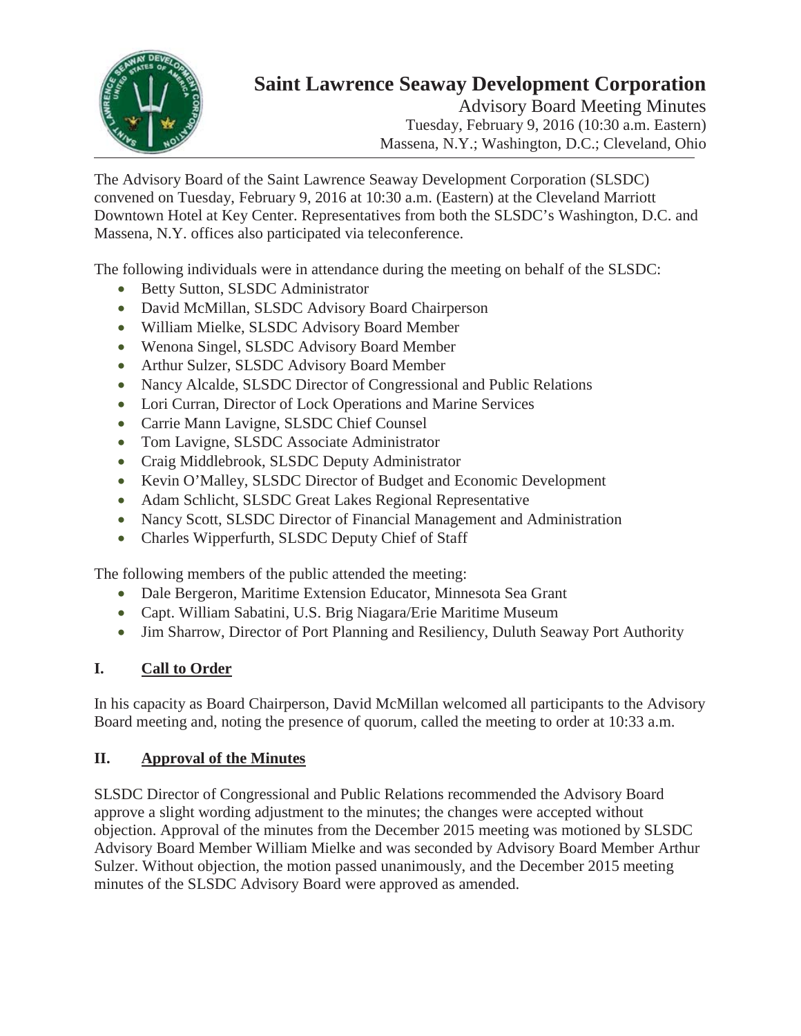# Saint Lawrence Seaway Development Corporation

Advisory Board Meeting Minutes
Tuesday, February 9, 2016 (10:30 a.m. Eastern)
Massena, N.Y.; Washington, D.C.; Cleveland, Ohio

The Advisory Board of the Saint Lawrence Seaway Development Corporation (SLSDC) convened on Tuesday, February 9, 2016 at 10:30 a.m. (Eastern) at the Cleveland Marriott Downtown Hotel at Key Center. Representatives from both the SLSDC's Washington, D.C. and Massena, N.Y. offices also participated via teleconference.

The following individuals were in attendance during the meeting on behalf of the SLSDC:

- Betty Sutton, SLSDC Administrator
- David McMillan, SLSDC Advisory Board Chairperson
- William Mielke, SLSDC Advisory Board Member
- Wenona Singel, SLSDC Advisory Board Member
- Arthur Sulzer, SLSDC Advisory Board Member
- Nancy Alcalde, SLSDC Director of Congressional and Public Relations
- Lori Curran, Director of Lock Operations and Marine Services
- Carrie Mann Lavigne, SLSDC Chief Counsel
- Tom Lavigne, SLSDC Associate Administrator
- Craig Middlebrook, SLSDC Deputy Administrator
- Kevin O'Malley, SLSDC Director of Budget and Economic Development
- Adam Schlicht, SLSDC Great Lakes Regional Representative
- Nancy Scott, SLSDC Director of Financial Management and Administration
- Charles Wipperfurth, SLSDC Deputy Chief of Staff

The following members of the public attended the meeting:

- Dale Bergeron, Maritime Extension Educator, Minnesota Sea Grant
- Capt. William Sabatini, U.S. Brig Niagara/Erie Maritime Museum
- Jim Sharrow, Director of Port Planning and Resiliency, Duluth Seaway Port Authority

## I. Call to Order

In his capacity as Board Chairperson, David McMillan welcomed all participants to the Advisory Board meeting and, noting the presence of quorum, called the meeting to order at 10:33 a.m.

## II. Approval of the Minutes

SLSDC Director of Congressional and Public Relations recommended the Advisory Board approve a slight wording adjustment to the minutes; the changes were accepted without objection. Approval of the minutes from the December 2015 meeting was motioned by SLSDC Advisory Board Member William Mielke and was seconded by Advisory Board Member Arthur Sulzer. Without objection, the motion passed unanimously, and the December 2015 meeting minutes of the SLSDC Advisory Board were approved as amended.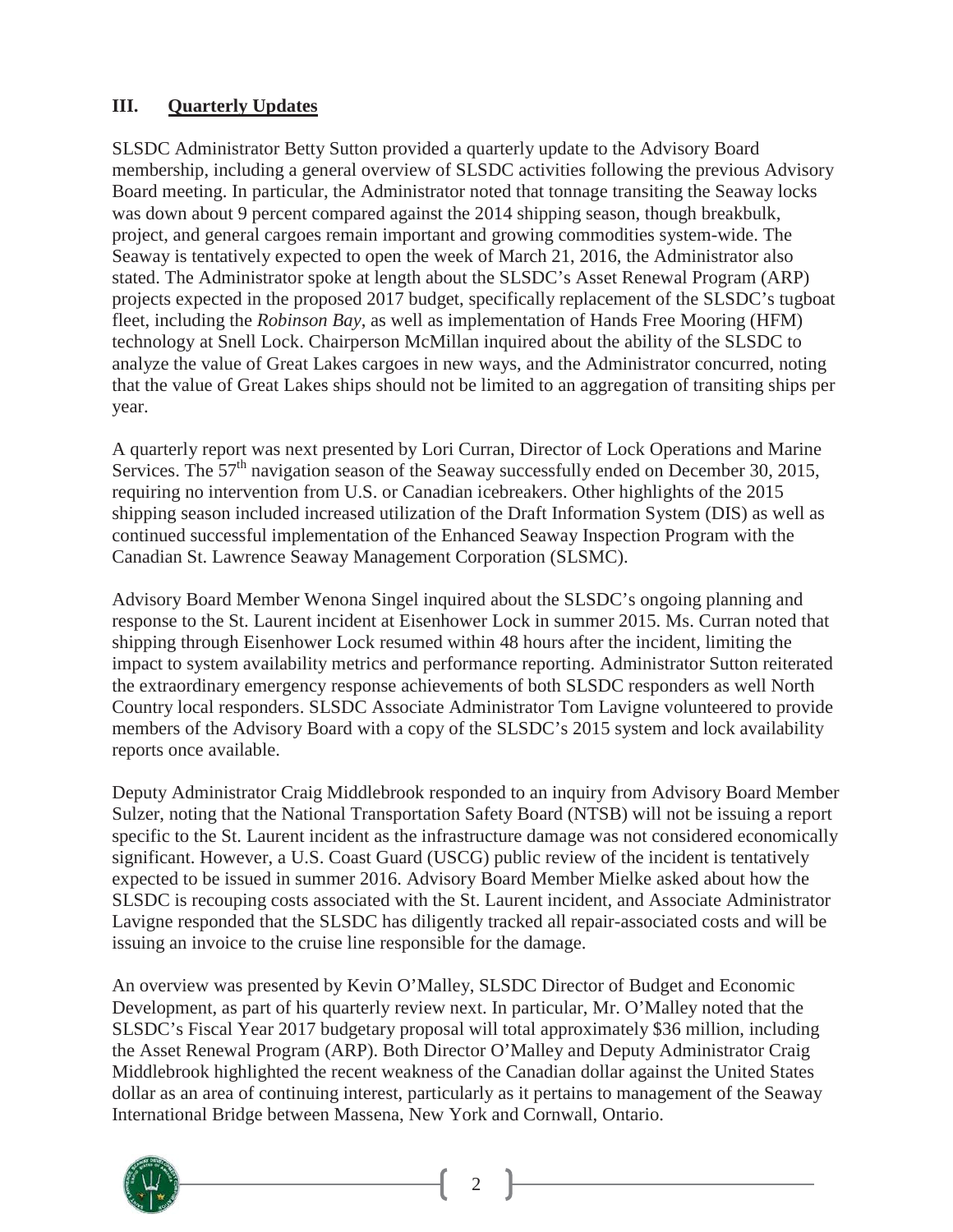## III. Quarterly Updates

SLSDC Administrator Betty Sutton provided a quarterly update to the Advisory Board membership, including a general overview of SLSDC activities following the previous Advisory Board meeting. In particular, the Administrator noted that tonnage transiting the Seaway locks was down about 9 percent compared against the 2014 shipping season, though breakbulk, project, and general cargoes remain important and growing commodities system-wide. The Seaway is tentatively expected to open the week of March 21, 2016, the Administrator also stated. The Administrator spoke at length about the SLSDC's Asset Renewal Program (ARP) projects expected in the proposed 2017 budget, specifically replacement of the SLSDC's tugboat fleet, including the *Robinson Bay*, as well as implementation of Hands Free Mooring (HFM) technology at Snell Lock. Chairperson McMillan inquired about the ability of the SLSDC to analyze the value of Great Lakes cargoes in new ways, and the Administrator concurred, noting that the value of Great Lakes ships should not be limited to an aggregation of transiting ships per year.

A quarterly report was next presented by Lori Curran, Director of Lock Operations and Marine Services. The 57th navigation season of the Seaway successfully ended on December 30, 2015, requiring no intervention from U.S. or Canadian icebreakers. Other highlights of the 2015 shipping season included increased utilization of the Draft Information System (DIS) as well as continued successful implementation of the Enhanced Seaway Inspection Program with the Canadian St. Lawrence Seaway Management Corporation (SLSMC).

Advisory Board Member Wenona Singel inquired about the SLSDC's ongoing planning and response to the St. Laurent incident at Eisenhower Lock in summer 2015. Ms. Curran noted that shipping through Eisenhower Lock resumed within 48 hours after the incident, limiting the impact to system availability metrics and performance reporting. Administrator Sutton reiterated the extraordinary emergency response achievements of both SLSDC responders as well North Country local responders. SLSDC Associate Administrator Tom Lavigne volunteered to provide members of the Advisory Board with a copy of the SLSDC's 2015 system and lock availability reports once available.

Deputy Administrator Craig Middlebrook responded to an inquiry from Advisory Board Member Sulzer, noting that the National Transportation Safety Board (NTSB) will not be issuing a report specific to the St. Laurent incident as the infrastructure damage was not considered economically significant. However, a U.S. Coast Guard (USCG) public review of the incident is tentatively expected to be issued in summer 2016. Advisory Board Member Mielke asked about how the SLSDC is recouping costs associated with the St. Laurent incident, and Associate Administrator Lavigne responded that the SLSDC has diligently tracked all repair-associated costs and will be issuing an invoice to the cruise line responsible for the damage.

An overview was presented by Kevin O'Malley, SLSDC Director of Budget and Economic Development, as part of his quarterly review next. In particular, Mr. O'Malley noted that the SLSDC's Fiscal Year 2017 budgetary proposal will total approximately $36 million, including the Asset Renewal Program (ARP). Both Director O'Malley and Deputy Administrator Craig Middlebrook highlighted the recent weakness of the Canadian dollar against the United States dollar as an area of continuing interest, particularly as it pertains to management of the Seaway International Bridge between Massena, New York and Cornwall, Ontario.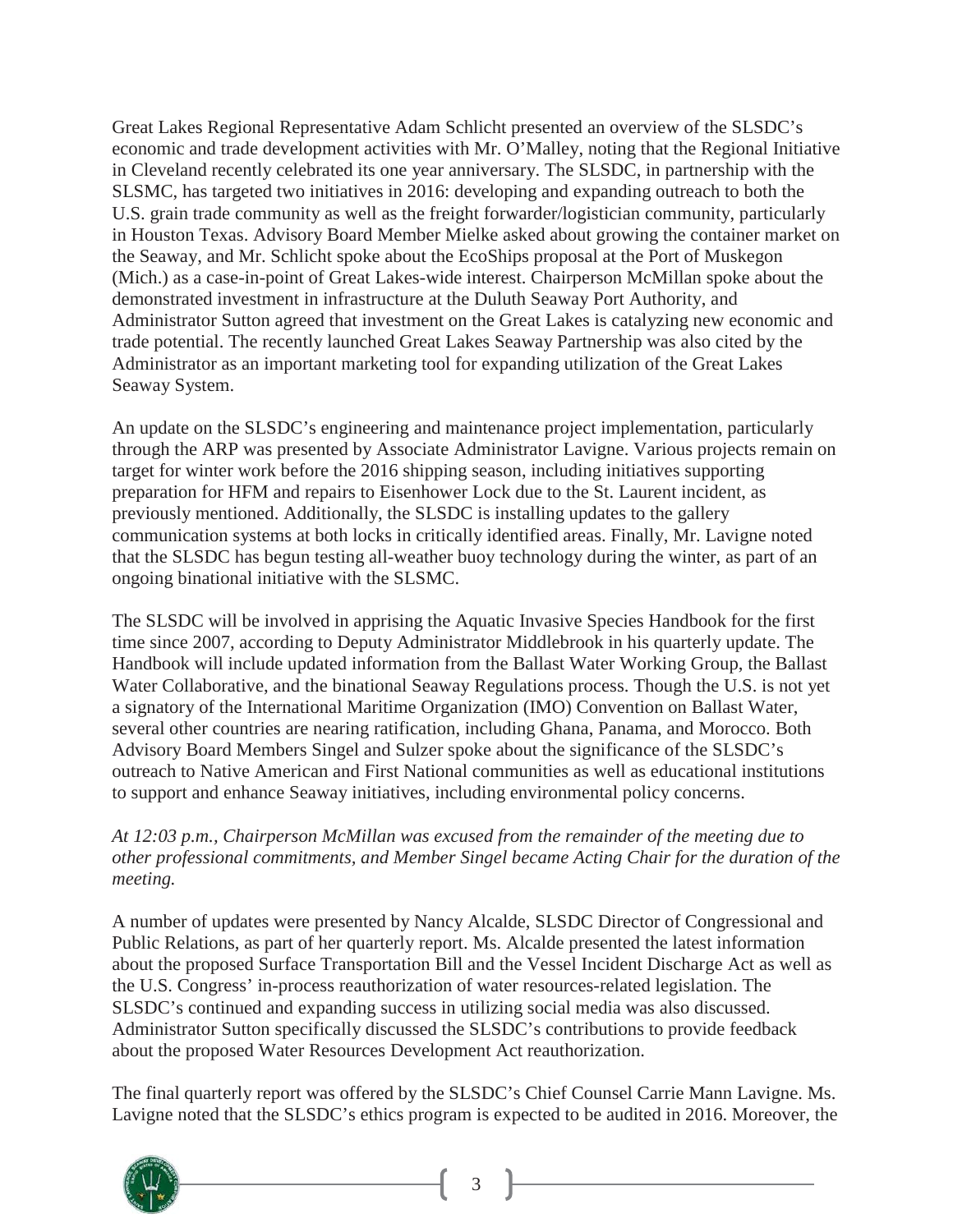Great Lakes Regional Representative Adam Schlicht presented an overview of the SLSDC's economic and trade development activities with Mr. O'Malley, noting that the Regional Initiative in Cleveland recently celebrated its one year anniversary. The SLSDC, in partnership with the SLSMC, has targeted two initiatives in 2016: developing and expanding outreach to both the U.S. grain trade community as well as the freight forwarder/logistician community, particularly in Houston Texas. Advisory Board Member Mielke asked about growing the container market on the Seaway, and Mr. Schlicht spoke about the EcoShips proposal at the Port of Muskegon (Mich.) as a case-in-point of Great Lakes-wide interest. Chairperson McMillan spoke about the demonstrated investment in infrastructure at the Duluth Seaway Port Authority, and Administrator Sutton agreed that investment on the Great Lakes is catalyzing new economic and trade potential. The recently launched Great Lakes Seaway Partnership was also cited by the Administrator as an important marketing tool for expanding utilization of the Great Lakes Seaway System.

An update on the SLSDC's engineering and maintenance project implementation, particularly through the ARP was presented by Associate Administrator Lavigne. Various projects remain on target for winter work before the 2016 shipping season, including initiatives supporting preparation for HFM and repairs to Eisenhower Lock due to the St. Laurent incident, as previously mentioned. Additionally, the SLSDC is installing updates to the gallery communication systems at both locks in critically identified areas. Finally, Mr. Lavigne noted that the SLSDC has begun testing all-weather buoy technology during the winter, as part of an ongoing binational initiative with the SLSMC.

The SLSDC will be involved in apprising the Aquatic Invasive Species Handbook for the first time since 2007, according to Deputy Administrator Middlebrook in his quarterly update. The Handbook will include updated information from the Ballast Water Working Group, the Ballast Water Collaborative, and the binational Seaway Regulations process. Though the U.S. is not yet a signatory of the International Maritime Organization (IMO) Convention on Ballast Water, several other countries are nearing ratification, including Ghana, Panama, and Morocco. Both Advisory Board Members Singel and Sulzer spoke about the significance of the SLSDC's outreach to Native American and First National communities as well as educational institutions to support and enhance Seaway initiatives, including environmental policy concerns.

*At 12:03 p.m., Chairperson McMillan was excused from the remainder of the meeting due to other professional commitments, and Member Singel became Acting Chair for the duration of the meeting.*

A number of updates were presented by Nancy Alcalde, SLSDC Director of Congressional and Public Relations, as part of her quarterly report. Ms. Alcalde presented the latest information about the proposed Surface Transportation Bill and the Vessel Incident Discharge Act as well as the U.S. Congress' in-process reauthorization of water resources-related legislation. The SLSDC's continued and expanding success in utilizing social media was also discussed. Administrator Sutton specifically discussed the SLSDC's contributions to provide feedback about the proposed Water Resources Development Act reauthorization.

The final quarterly report was offered by the SLSDC's Chief Counsel Carrie Mann Lavigne. Ms. Lavigne noted that the SLSDC's ethics program is expected to be audited in 2016. Moreover, the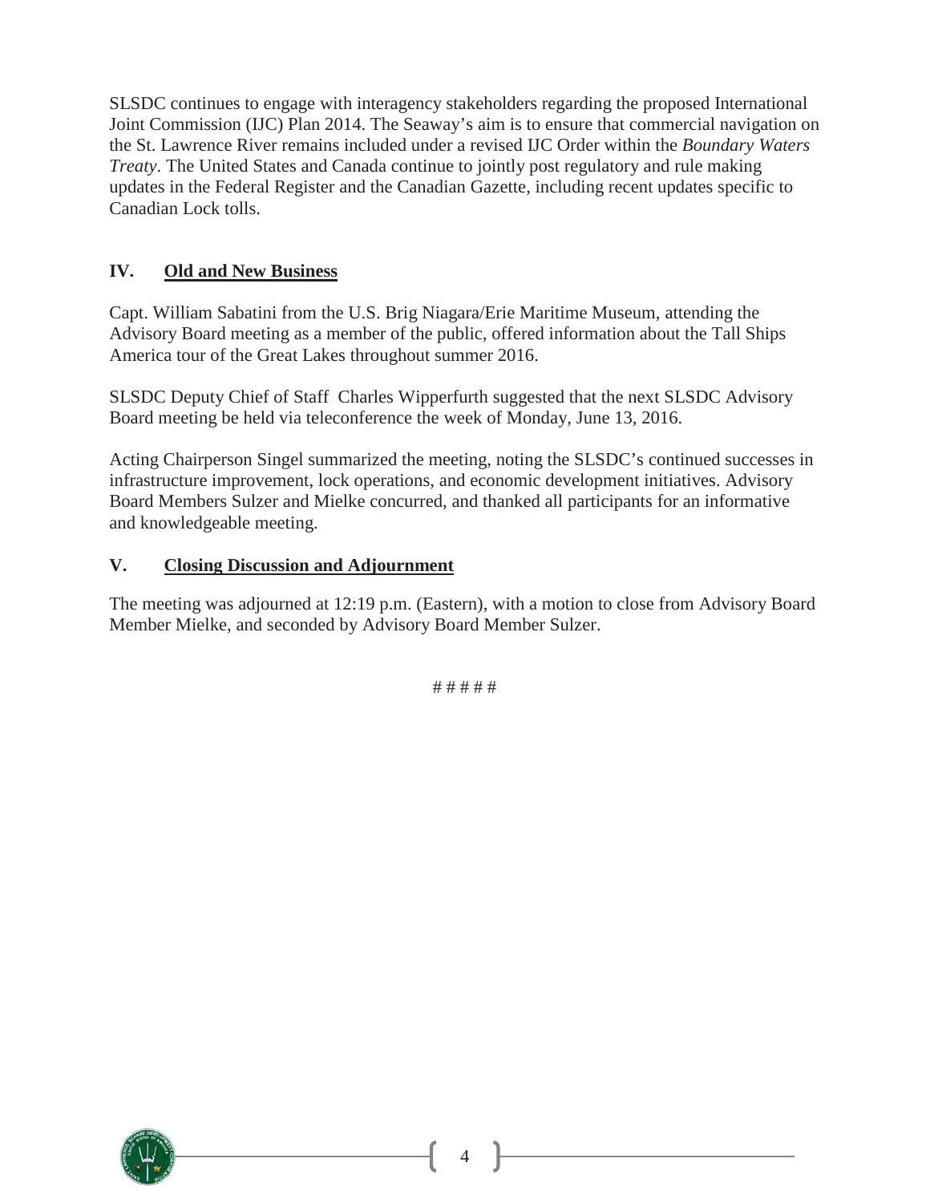SLSDC continues to engage with interagency stakeholders regarding the proposed International Joint Commission (IJC) Plan 2014. The Seaway's aim is to ensure that commercial navigation on the St. Lawrence River remains included under a revised IJC Order within the *Boundary Waters Treaty*. The United States and Canada continue to jointly post regulatory and rule making updates in the Federal Register and the Canadian Gazette, including recent updates specific to Canadian Lock tolls.

## IV. Old and New Business

Capt. William Sabatini from the U.S. Brig Niagara/Erie Maritime Museum, attending the Advisory Board meeting as a member of the public, offered information about the Tall Ships America tour of the Great Lakes throughout summer 2016.

SLSDC Deputy Chief of Staff Charles Wipperfurth suggested that the next SLSDC Advisory Board meeting be held via teleconference the week of Monday, June 13, 2016.

Acting Chairperson Singel summarized the meeting, noting the SLSDC's continued successes in infrastructure improvement, lock operations, and economic development initiatives. Advisory Board Members Sulzer and Mielke concurred, and thanked all participants for an informative and knowledgeable meeting.

## V. Closing Discussion and Adjournment

The meeting was adjourned at 12:19 p.m. (Eastern), with a motion to close from Advisory Board Member Mielke, and seconded by Advisory Board Member Sulzer.

# # # # #